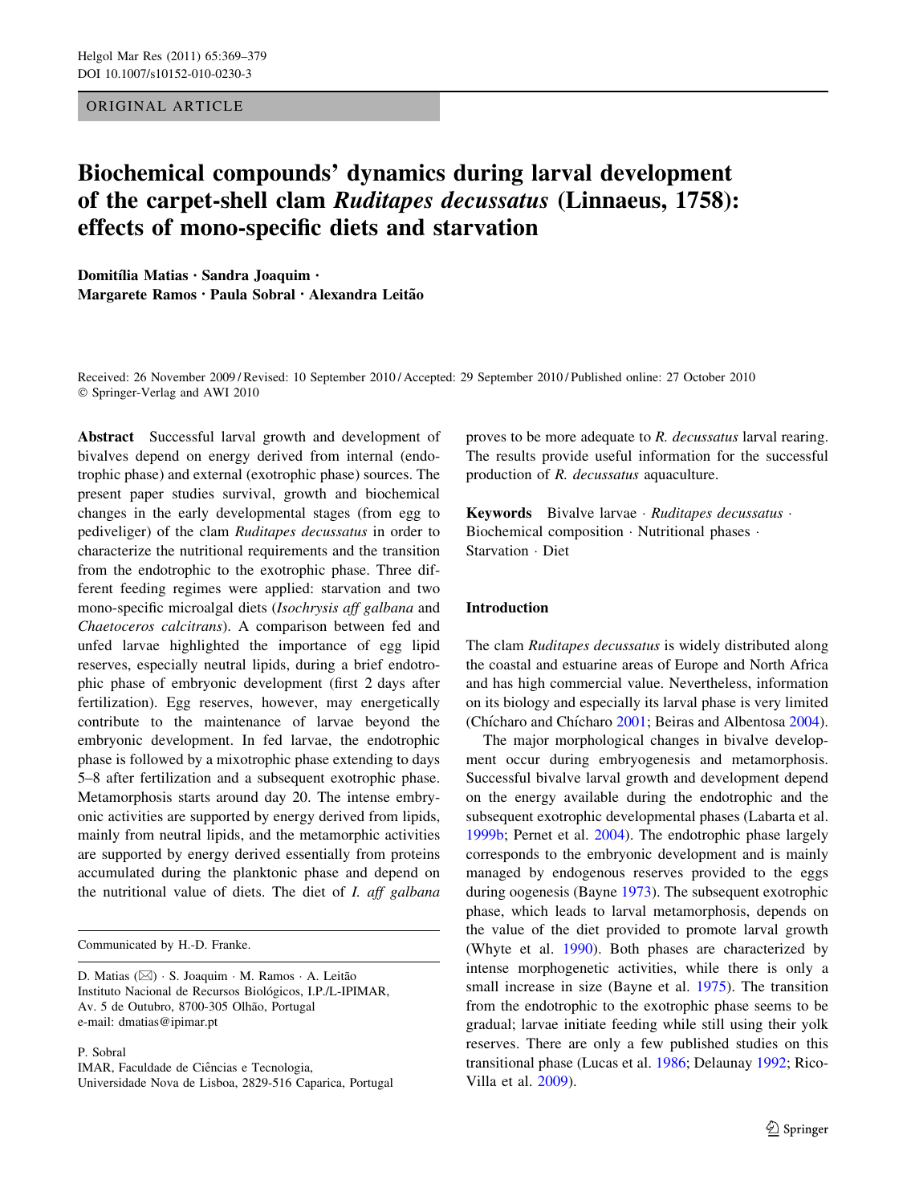ORIGINAL ARTICLE

# Biochemical compounds' dynamics during larval development of the carpet-shell clam *Ruditapes decussatus* (Linnaeus, 1758): effects of mono-specific diets and starvation

**Domitília Matias · Sandra Joaquim · Margarete Ramos · Paula Sobral · Alexandra Leitão**

Received: 26 November 2009 / Revised: 10 September 2010 / Accepted: 29 September 2010 / Published online: 27 October 2010
© Springer-Verlag and AWI 2010

**Abstract** Successful larval growth and development of bivalves depend on energy derived from internal (endotrophic phase) and external (exotrophic phase) sources. The present paper studies survival, growth and biochemical changes in the early developmental stages (from egg to pediveliger) of the clam *Ruditapes decussatus* in order to characterize the nutritional requirements and the transition from the endotrophic to the exotrophic phase. Three different feeding regimes were applied: starvation and two mono-specific microalgal diets (*Isochrysis aff galbana* and *Chaetoceros calcitrans*). A comparison between fed and unfed larvae highlighted the importance of egg lipid reserves, especially neutral lipids, during a brief endotrophic phase of embryonic development (first 2 days after fertilization). Egg reserves, however, may energetically contribute to the maintenance of larvae beyond the embryonic development. In fed larvae, the endotrophic phase is followed by a mixotrophic phase extending to days 5–8 after fertilization and a subsequent exotrophic phase. Metamorphosis starts around day 20. The intense embryonic activities are supported by energy derived from lipids, mainly from neutral lipids, and the metamorphic activities are supported by energy derived essentially from proteins accumulated during the planktonic phase and depend on the nutritional value of diets. The diet of *I. aff galbana* proves to be more adequate to *R. decussatus* larval rearing. The results provide useful information for the successful production of *R. decussatus* aquaculture.

**Keywords** Bivalve larvae · *Ruditapes decussatus* · Biochemical composition · Nutritional phases · Starvation · Diet

Communicated by H.-D. Franke.

D. Matias (✉) · S. Joaquim · M. Ramos · A. Leitão
Instituto Nacional de Recursos Biológicos, I.P./L-IPIMAR, Av. 5 de Outubro, 8700-305 Olhão, Portugal
e-mail: dmatias@ipimar.pt

P. Sobral
IMAR, Faculdade de Ciências e Tecnologia, Universidade Nova de Lisboa, 2829-516 Caparica, Portugal

## Introduction

The clam *Ruditapes decussatus* is widely distributed along the coastal and estuarine areas of Europe and North Africa and has high commercial value. Nevertheless, information on its biology and especially its larval phase is very limited (Chícharo and Chícharo 2001; Beiras and Albentosa 2004).

The major morphological changes in bivalve development occur during embryogenesis and metamorphosis. Successful bivalve larval growth and development depend on the energy available during the endotrophic and the subsequent exotrophic developmental phases (Labarta et al. 1999b; Pernet et al. 2004). The endotrophic phase largely corresponds to the embryonic development and is mainly managed by endogenous reserves provided to the eggs during oogenesis (Bayne 1973). The subsequent exotrophic phase, which leads to larval metamorphosis, depends on the value of the diet provided to promote larval growth (Whyte et al. 1990). Both phases are characterized by intense morphogenetic activities, while there is only a small increase in size (Bayne et al. 1975). The transition from the endotrophic to the exotrophic phase seems to be gradual; larvae initiate feeding while still using their yolk reserves. There are only a few published studies on this transitional phase (Lucas et al. 1986; Delaunay 1992; Rico-Villa et al. 2009).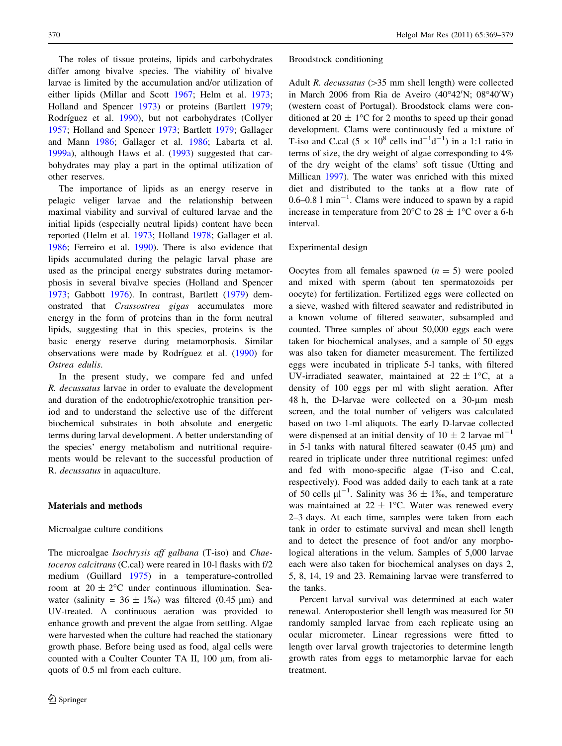The roles of tissue proteins, lipids and carbohydrates differ among bivalve species. The viability of bivalve larvae is limited by the accumulation and/or utilization of either lipids (Millar and Scott 1967; Helm et al. 1973; Holland and Spencer 1973) or proteins (Bartlett 1979; Rodríguez et al. 1990), but not carbohydrates (Collyer 1957; Holland and Spencer 1973; Bartlett 1979; Gallager and Mann 1986; Gallager et al. 1986; Labarta et al. 1999a), although Haws et al. (1993) suggested that carbohydrates may play a part in the optimal utilization of other reserves.

The importance of lipids as an energy reserve in pelagic veliger larvae and the relationship between maximal viability and survival of cultured larvae and the initial lipids (especially neutral lipids) content have been reported (Helm et al. 1973; Holland 1978; Gallager et al. 1986; Ferreiro et al. 1990). There is also evidence that lipids accumulated during the pelagic larval phase are used as the principal energy substrates during metamorphosis in several bivalve species (Holland and Spencer 1973; Gabbott 1976). In contrast, Bartlett (1979) demonstrated that *Crassostrea gigas* accumulates more energy in the form of proteins than in the form neutral lipids, suggesting that in this species, proteins is the basic energy reserve during metamorphosis. Similar observations were made by Rodríguez et al. (1990) for *Ostrea edulis*.

In the present study, we compare fed and unfed *R. decussatus* larvae in order to evaluate the development and duration of the endotrophic/exotrophic transition period and to understand the selective use of the different biochemical substrates in both absolute and energetic terms during larval development. A better understanding of the species' energy metabolism and nutritional requirements would be relevant to the successful production of R. *decussatus* in aquaculture.

## Materials and methods

### Microalgae culture conditions

The microalgae *Isochrysis aff galbana* (T-iso) and *Chaetoceros calcitrans* (C.cal) were reared in 10-l flasks with f/2 medium (Guillard 1975) in a temperature-controlled room at 20 ± 2°C under continuous illumination. Seawater (salinity = 36 ± 1‰) was filtered (0.45 µm) and UV-treated. A continuous aeration was provided to enhance growth and prevent the algae from settling. Algae were harvested when the culture had reached the stationary growth phase. Before being used as food, algal cells were counted with a Coulter Counter TA II, 100 µm, from aliquots of 0.5 ml from each culture.

### Broodstock conditioning

Adult *R. decussatus* (>35 mm shell length) were collected in March 2006 from Ria de Aveiro (40°42′N; 08°40′W) (western coast of Portugal). Broodstock clams were conditioned at 20 ± 1°C for 2 months to speed up their gonad development. Clams were continuously fed a mixture of T-iso and C.cal ($5 \times 10^8$ cells $\text{ind}^{-1}\text{d}^{-1}$) in a 1:1 ratio in terms of size, the dry weight of algae corresponding to 4% of the dry weight of the clams' soft tissue (Utting and Millican 1997). The water was enriched with this mixed diet and distributed to the tanks at a flow rate of 0.6–0.8 l $\text{min}^{-1}$. Clams were induced to spawn by a rapid increase in temperature from 20°C to 28 ± 1°C over a 6-h interval.

### Experimental design

Oocytes from all females spawned ($n = 5$) were pooled and mixed with sperm (about ten spermatozoids per oocyte) for fertilization. Fertilized eggs were collected on a sieve, washed with filtered seawater and redistributed in a known volume of filtered seawater, subsampled and counted. Three samples of about 50,000 eggs each were taken for biochemical analyses, and a sample of 50 eggs was also taken for diameter measurement. The fertilized eggs were incubated in triplicate 5-l tanks, with filtered UV-irradiated seawater, maintained at 22 ± 1°C, at a density of 100 eggs per ml with slight aeration. After 48 h, the D-larvae were collected on a 30-µm mesh screen, and the total number of veligers was calculated based on two 1-ml aliquots. The early D-larvae collected were dispensed at an initial density of 10 ± 2 larvae $\text{ml}^{-1}$ in 5-l tanks with natural filtered seawater (0.45 µm) and reared in triplicate under three nutritional regimes: unfed and fed with mono-specific algae (T-iso and C.cal, respectively). Food was added daily to each tank at a rate of 50 cells $\mu\text{l}^{-1}$. Salinity was 36 ± 1‰, and temperature was maintained at 22 ± 1°C. Water was renewed every 2–3 days. At each time, samples were taken from each tank in order to estimate survival and mean shell length and to detect the presence of foot and/or any morphological alterations in the velum. Samples of 5,000 larvae each were also taken for biochemical analyses on days 2, 5, 8, 14, 19 and 23. Remaining larvae were transferred to the tanks.

Percent larval survival was determined at each water renewal. Anteroposterior shell length was measured for 50 randomly sampled larvae from each replicate using an ocular micrometer. Linear regressions were fitted to length over larval growth trajectories to determine length growth rates from eggs to metamorphic larvae for each treatment.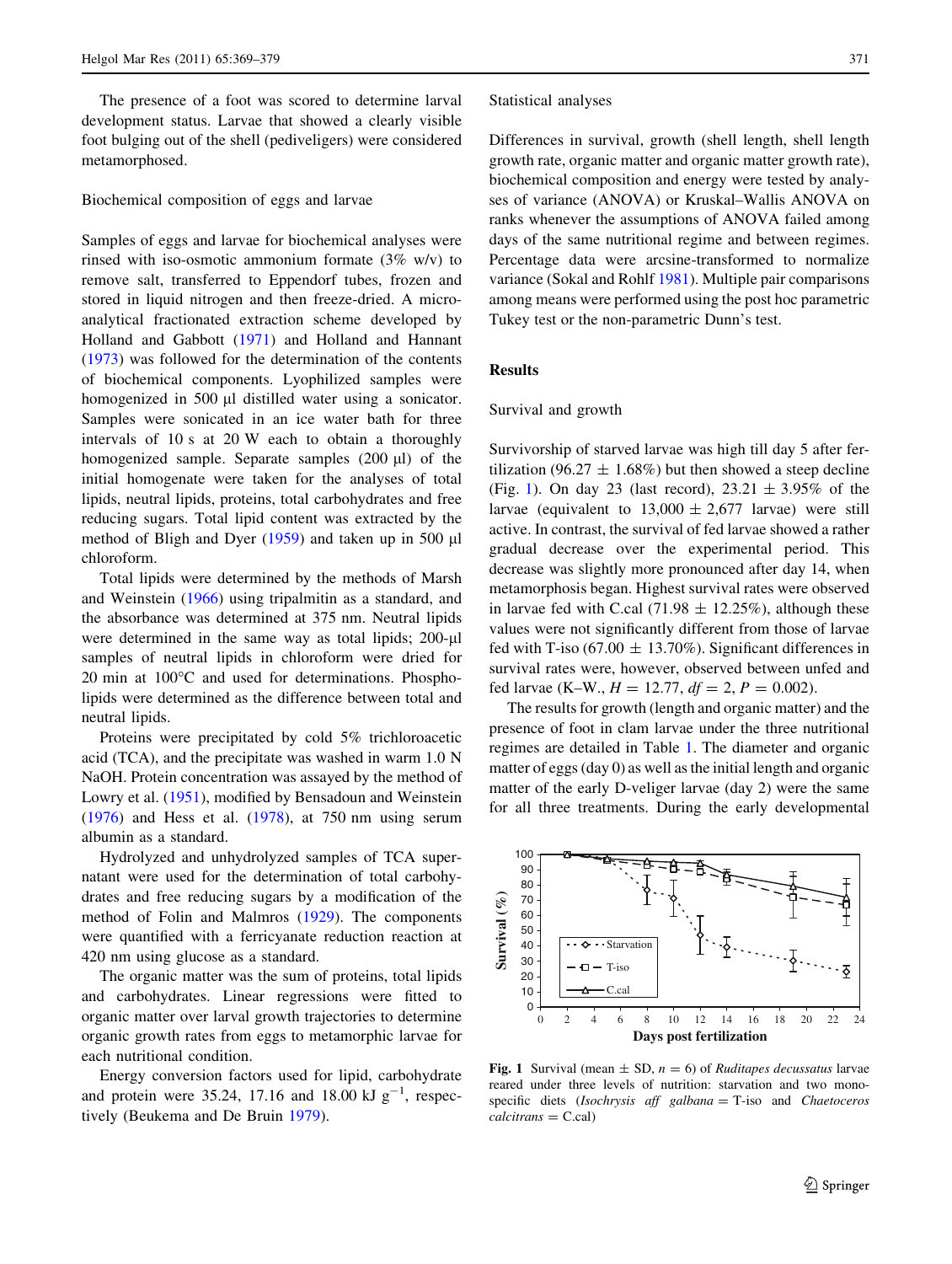The presence of a foot was scored to determine larval development status. Larvae that showed a clearly visible foot bulging out of the shell (pediveligers) were considered metamorphosed.

### Biochemical composition of eggs and larvae

Samples of eggs and larvae for biochemical analyses were rinsed with iso-osmotic ammonium formate (3% w/v) to remove salt, transferred to Eppendorf tubes, frozen and stored in liquid nitrogen and then freeze-dried. A micro-analytical fractionated extraction scheme developed by Holland and Gabbott (1971) and Holland and Hannant (1973) was followed for the determination of the contents of biochemical components. Lyophilized samples were homogenized in 500 μl distilled water using a sonicator. Samples were sonicated in an ice water bath for three intervals of 10 s at 20 W each to obtain a thoroughly homogenized sample. Separate samples (200 μl) of the initial homogenate were taken for the analyses of total lipids, neutral lipids, proteins, total carbohydrates and free reducing sugars. Total lipid content was extracted by the method of Bligh and Dyer (1959) and taken up in 500 μl chloroform.

Total lipids were determined by the methods of Marsh and Weinstein (1966) using tripalmitin as a standard, and the absorbance was determined at 375 nm. Neutral lipids were determined in the same way as total lipids; 200-μl samples of neutral lipids in chloroform were dried for 20 min at 100°C and used for determinations. Phospholipids were determined as the difference between total and neutral lipids.

Proteins were precipitated by cold 5% trichloroacetic acid (TCA), and the precipitate was washed in warm 1.0 N NaOH. Protein concentration was assayed by the method of Lowry et al. (1951), modified by Bensadoun and Weinstein (1976) and Hess et al. (1978), at 750 nm using serum albumin as a standard.

Hydrolyzed and unhydrolyzed samples of TCA supernatant were used for the determination of total carbohydrates and free reducing sugars by a modification of the method of Folin and Malmros (1929). The components were quantified with a ferricyanate reduction reaction at 420 nm using glucose as a standard.

The organic matter was the sum of proteins, total lipids and carbohydrates. Linear regressions were fitted to organic matter over larval growth trajectories to determine organic growth rates from eggs to metamorphic larvae for each nutritional condition.

Energy conversion factors used for lipid, carbohydrate and protein were 35.24, 17.16 and 18.00 kJ $g^{-1}$, respectively (Beukema and De Bruin 1979).

### Statistical analyses

Differences in survival, growth (shell length, shell length growth rate, organic matter and organic matter growth rate), biochemical composition and energy were tested by analyses of variance (ANOVA) or Kruskal–Wallis ANOVA on ranks whenever the assumptions of ANOVA failed among days of the same nutritional regime and between regimes. Percentage data were arcsine-transformed to normalize variance (Sokal and Rohlf 1981). Multiple pair comparisons among means were performed using the post hoc parametric Tukey test or the non-parametric Dunn's test.

## Results

### Survival and growth

Survivorship of starved larvae was high till day 5 after fertilization (96.27 ± 1.68%) but then showed a steep decline (Fig. 1). On day 23 (last record), 23.21 ± 3.95% of the larvae (equivalent to 13,000 ± 2,677 larvae) were still active. In contrast, the survival of fed larvae showed a rather gradual decrease over the experimental period. This decrease was slightly more pronounced after day 14, when metamorphosis began. Highest survival rates were observed in larvae fed with C.cal (71.98 ± 12.25%), although these values were not significantly different from those of larvae fed with T-iso (67.00 ± 13.70%). Significant differences in survival rates were, however, observed between unfed and fed larvae (K–W., $H = 12.77$, $df = 2$, $P = 0.002$).

The results for growth (length and organic matter) and the presence of foot in clam larvae under the three nutritional regimes are detailed in Table 1. The diameter and organic matter of eggs (day 0) as well as the initial length and organic matter of the early D-veliger larvae (day 2) were the same for all three treatments. During the early developmental

**Fig. 1** Survival (mean ± SD, $n = 6$) of *Ruditapes decussatus* larvae reared under three levels of nutrition: starvation and two monospecific diets (*Isochrysis aff galbana* = T-iso and *Chaetoceros calcitrans* = C.cal)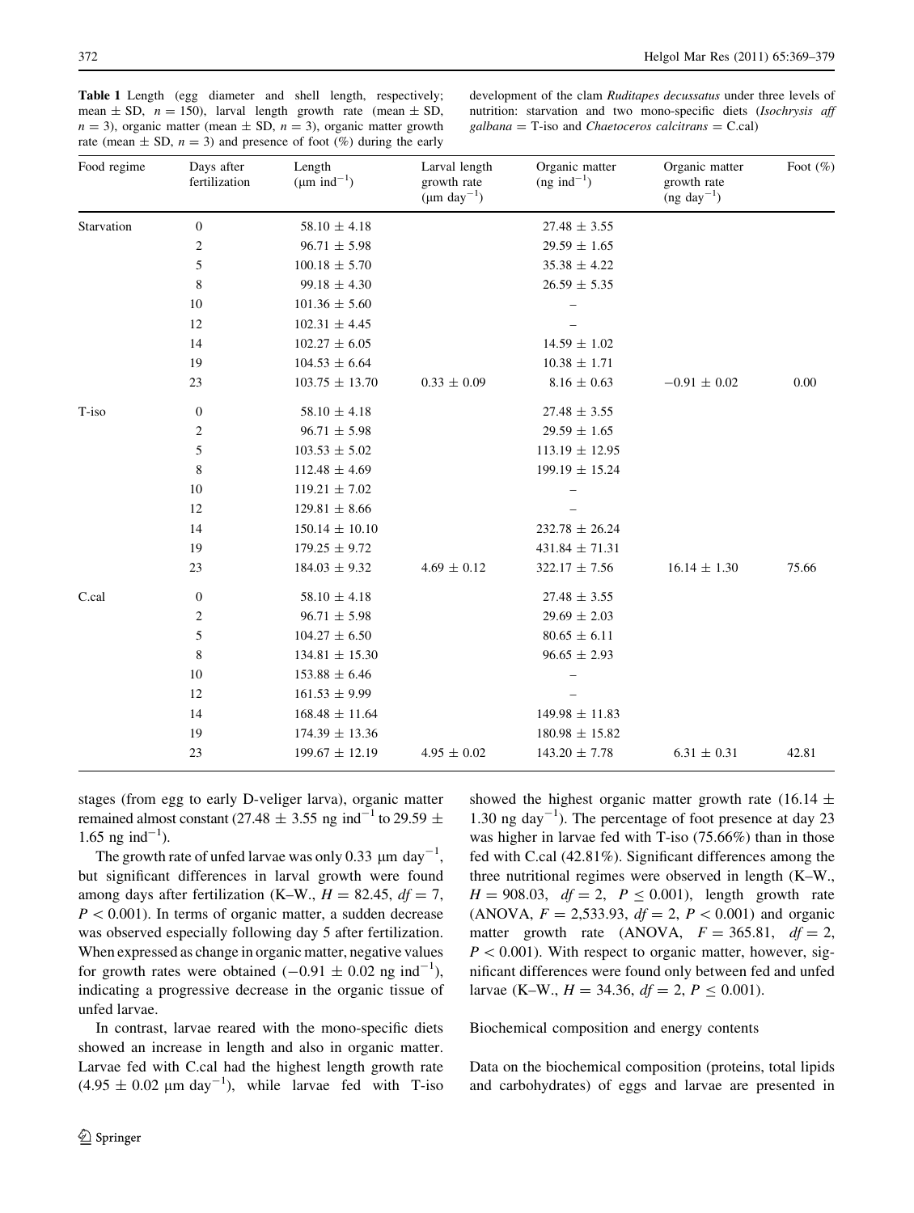**Table 1** Length (egg diameter and shell length, respectively; mean ± SD, $n = 150$), larval length growth rate (mean ± SD, $n = 3$), organic matter (mean ± SD, $n = 3$), organic matter growth rate (mean ± SD, $n = 3$) and presence of foot (%) during the early development of the clam *Ruditapes decussatus* under three levels of nutrition: starvation and two mono-specific diets (*Isochrysis aff galbana* = T-iso and *Chaetoceros calcitrans* = C.cal)

| Food regime | Days after fertilization | Length (μm $ind^{-1}$) | Larval length growth rate (μm $day^{-1}$) | Organic matter (ng $ind^{-1}$) | Organic matter growth rate (ng $day^{-1}$) | Foot (%) |
|---|---|---|---|---|---|---|
| Starvation | 0 | 58.10 ± 4.18 | | 27.48 ± 3.55 | | |
| | 2 | 96.71 ± 5.98 | | 29.59 ± 1.65 | | |
| | 5 | 100.18 ± 5.70 | | 35.38 ± 4.22 | | |
| | 8 | 99.18 ± 4.30 | | 26.59 ± 5.35 | | |
| | 10 | 101.36 ± 5.60 | | – | | |
| | 12 | 102.31 ± 4.45 | | – | | |
| | 14 | 102.27 ± 6.05 | | 14.59 ± 1.02 | | |
| | 19 | 104.53 ± 6.64 | | 10.38 ± 1.71 | | |
| | 23 | 103.75 ± 13.70 | 0.33 ± 0.09 | 8.16 ± 0.63 | −0.91 ± 0.02 | 0.00 |
| T-iso | 0 | 58.10 ± 4.18 | | 27.48 ± 3.55 | | |
| | 2 | 96.71 ± 5.98 | | 29.59 ± 1.65 | | |
| | 5 | 103.53 ± 5.02 | | 113.19 ± 12.95 | | |
| | 8 | 112.48 ± 4.69 | | 199.19 ± 15.24 | | |
| | 10 | 119.21 ± 7.02 | | – | | |
| | 12 | 129.81 ± 8.66 | | – | | |
| | 14 | 150.14 ± 10.10 | | 232.78 ± 26.24 | | |
| | 19 | 179.25 ± 9.72 | | 431.84 ± 71.31 | | |
| | 23 | 184.03 ± 9.32 | 4.69 ± 0.12 | 322.17 ± 7.56 | 16.14 ± 1.30 | 75.66 |
| C.cal | 0 | 58.10 ± 4.18 | | 27.48 ± 3.55 | | |
| | 2 | 96.71 ± 5.98 | | 29.69 ± 2.03 | | |
| | 5 | 104.27 ± 6.50 | | 80.65 ± 6.11 | | |
| | 8 | 134.81 ± 15.30 | | 96.65 ± 2.93 | | |
| | 10 | 153.88 ± 6.46 | | – | | |
| | 12 | 161.53 ± 9.99 | | – | | |
| | 14 | 168.48 ± 11.64 | | 149.98 ± 11.83 | | |
| | 19 | 174.39 ± 13.36 | | 180.98 ± 15.82 | | |
| | 23 | 199.67 ± 12.19 | 4.95 ± 0.02 | 143.20 ± 7.78 | 6.31 ± 0.31 | 42.81 |

stages (from egg to early D-veliger larva), organic matter remained almost constant (27.48 ± 3.55 ng $ind^{-1}$ to 29.59 ± 1.65 ng $ind^{-1}$).

The growth rate of unfed larvae was only 0.33 μm $day^{-1}$, but significant differences in larval growth were found among days after fertilization (K–W., $H = 82.45$, $df = 7$, $P < 0.001$). In terms of organic matter, a sudden decrease was observed especially following day 5 after fertilization. When expressed as change in organic matter, negative values for growth rates were obtained (−0.91 ± 0.02 ng $ind^{-1}$), indicating a progressive decrease in the organic tissue of unfed larvae.

In contrast, larvae reared with the mono-specific diets showed an increase in length and also in organic matter. Larvae fed with C.cal had the highest length growth rate (4.95 ± 0.02 μm $day^{-1}$), while larvae fed with T-iso showed the highest organic matter growth rate (16.14 ± 1.30 ng $day^{-1}$). The percentage of foot presence at day 23 was higher in larvae fed with T-iso (75.66%) than in those fed with C.cal (42.81%). Significant differences among the three nutritional regimes were observed in length (K–W., $H = 908.03$, $df = 2$, $P \leq 0.001$), length growth rate (ANOVA, $F = 2{,}533.93$, $df = 2$, $P < 0.001$) and organic matter growth rate (ANOVA, $F = 365.81$, $df = 2$, $P < 0.001$). With respect to organic matter, however, significant differences were found only between fed and unfed larvae (K–W., $H = 34.36$, $df = 2$, $P \leq 0.001$).

### Biochemical composition and energy contents

Data on the biochemical composition (proteins, total lipids and carbohydrates) of eggs and larvae are presented in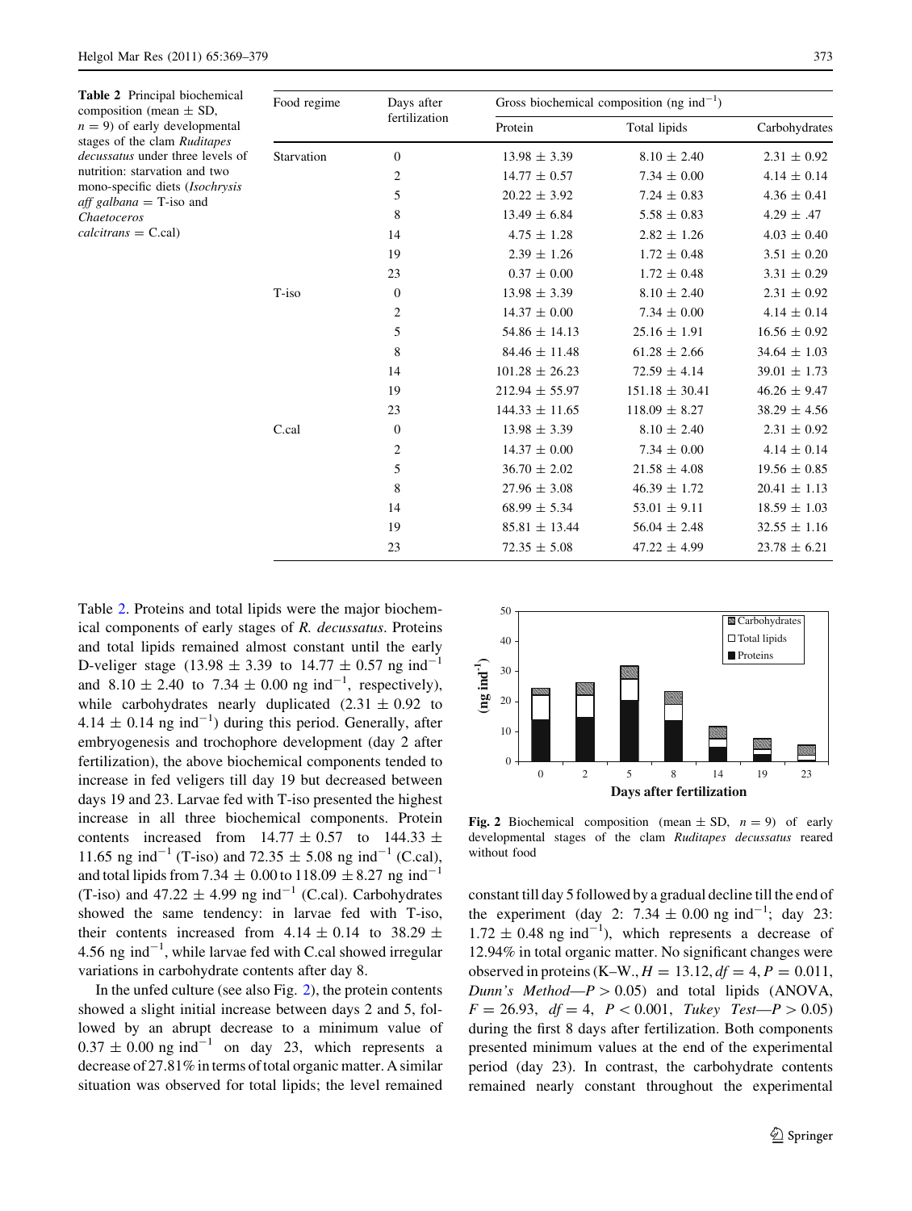**Table 2** Principal biochemical composition (mean ± SD, $n = 9$) of early developmental stages of the clam *Ruditapes decussatus* under three levels of nutrition: starvation and two mono-specific diets (*Isochrysis aff galbana* = T-iso and *Chaetoceros calcitrans* = C.cal)

| Food regime | Days after fertilization | Gross biochemical composition (ng $ind^{-1}$) | | |
|---|---|---|---|---|
| | | Protein | Total lipids | Carbohydrates |
| Starvation | 0 | 13.98 ± 3.39 | 8.10 ± 2.40 | 2.31 ± 0.92 |
| | 2 | 14.77 ± 0.57 | 7.34 ± 0.00 | 4.14 ± 0.14 |
| | 5 | 20.22 ± 3.92 | 7.24 ± 0.83 | 4.36 ± 0.41 |
| | 8 | 13.49 ± 6.84 | 5.58 ± 0.83 | 4.29 ± .47 |
| | 14 | 4.75 ± 1.28 | 2.82 ± 1.26 | 4.03 ± 0.40 |
| | 19 | 2.39 ± 1.26 | 1.72 ± 0.48 | 3.51 ± 0.20 |
| | 23 | 0.37 ± 0.00 | 1.72 ± 0.48 | 3.31 ± 0.29 |
| T-iso | 0 | 13.98 ± 3.39 | 8.10 ± 2.40 | 2.31 ± 0.92 |
| | 2 | 14.37 ± 0.00 | 7.34 ± 0.00 | 4.14 ± 0.14 |
| | 5 | 54.86 ± 14.13 | 25.16 ± 1.91 | 16.56 ± 0.92 |
| | 8 | 84.46 ± 11.48 | 61.28 ± 2.66 | 34.64 ± 1.03 |
| | 14 | 101.28 ± 26.23 | 72.59 ± 4.14 | 39.01 ± 1.73 |
| | 19 | 212.94 ± 55.97 | 151.18 ± 30.41 | 46.26 ± 9.47 |
| | 23 | 144.33 ± 11.65 | 118.09 ± 8.27 | 38.29 ± 4.56 |
| C.cal | 0 | 13.98 ± 3.39 | 8.10 ± 2.40 | 2.31 ± 0.92 |
| | 2 | 14.37 ± 0.00 | 7.34 ± 0.00 | 4.14 ± 0.14 |
| | 5 | 36.70 ± 2.02 | 21.58 ± 4.08 | 19.56 ± 0.85 |
| | 8 | 27.96 ± 3.08 | 46.39 ± 1.72 | 20.41 ± 1.13 |
| | 14 | 68.99 ± 5.34 | 53.01 ± 9.11 | 18.59 ± 1.03 |
| | 19 | 85.81 ± 13.44 | 56.04 ± 2.48 | 32.55 ± 1.16 |
| | 23 | 72.35 ± 5.08 | 47.22 ± 4.99 | 23.78 ± 6.21 |

Table 2. Proteins and total lipids were the major biochemical components of early stages of *R. decussatus*. Proteins and total lipids remained almost constant until the early D-veliger stage (13.98 ± 3.39 to 14.77 ± 0.57 ng $ind^{-1}$ and 8.10 ± 2.40 to 7.34 ± 0.00 ng $ind^{-1}$, respectively), while carbohydrates nearly duplicated (2.31 ± 0.92 to 4.14 ± 0.14 ng $ind^{-1}$) during this period. Generally, after embryogenesis and trochophore development (day 2 after fertilization), the above biochemical components tended to increase in fed veligers till day 19 but decreased between days 19 and 23. Larvae fed with T-iso presented the highest increase in all three biochemical components. Protein contents increased from 14.77 ± 0.57 to 144.33 ± 11.65 ng $ind^{-1}$ (T-iso) and 72.35 ± 5.08 ng $ind^{-1}$ (C.cal), and total lipids from 7.34 ± 0.00 to 118.09 ± 8.27 ng $ind^{-1}$ (T-iso) and 47.22 ± 4.99 ng $ind^{-1}$ (C.cal). Carbohydrates showed the same tendency: in larvae fed with T-iso, their contents increased from 4.14 ± 0.14 to 38.29 ± 4.56 ng $ind^{-1}$, while larvae fed with C.cal showed irregular variations in carbohydrate contents after day 8.

In the unfed culture (see also Fig. 2), the protein contents showed a slight initial increase between days 2 and 5, followed by an abrupt decrease to a minimum value of 0.37 ± 0.00 ng $ind^{-1}$ on day 23, which represents a decrease of 27.81% in terms of total organic matter. A similar situation was observed for total lipids; the level remained constant till day 5 followed by a gradual decline till the end of the experiment (day 2: 7.34 ± 0.00 ng $ind^{-1}$; day 23: 1.72 ± 0.48 ng $ind^{-1}$), which represents a decrease of 12.94% in total organic matter. No significant changes were observed in proteins (K–W., $H = 13.12$, $df = 4$, $P = 0.011$, *Dunn's Method*—$P > 0.05$) and total lipids (ANOVA, $F = 26.93$, $df = 4$, $P < 0.001$, *Tukey Test*—$P > 0.05$) during the first 8 days after fertilization. Both components presented minimum values at the end of the experimental period (day 23). In contrast, the carbohydrate contents remained nearly constant throughout the experimental

**Fig. 2** Biochemical composition (mean ± SD, $n = 9$) of early developmental stages of the clam *Ruditapes decussatus* reared without food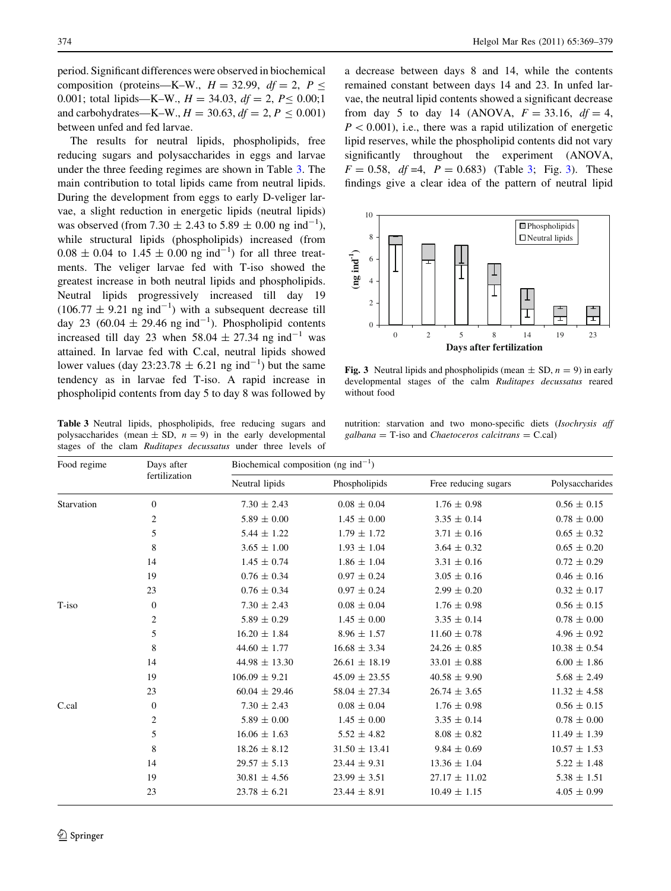period. Significant differences were observed in biochemical composition (proteins—K–W., $H = 32.99$, $df = 2$, $P \leq 0.001$; total lipids—K–W., $H = 34.03$, $df = 2$, $P \leq 0.00$;1 and carbohydrates—K–W., $H = 30.63$, $df = 2$, $P \leq 0.001$) between unfed and fed larvae.

The results for neutral lipids, phospholipids, free reducing sugars and polysaccharides in eggs and larvae under the three feeding regimes are shown in Table 3. The main contribution to total lipids came from neutral lipids. During the development from eggs to early D-veliger larvae, a slight reduction in energetic lipids (neutral lipids) was observed (from $7.30 \pm 2.43$ to $5.89 \pm 0.00$ ng ind$^{-1}$), while structural lipids (phospholipids) increased (from $0.08 \pm 0.04$ to $1.45 \pm 0.00$ ng ind$^{-1}$) for all three treatments. The veliger larvae fed with T-iso showed the greatest increase in both neutral lipids and phospholipids. Neutral lipids progressively increased till day 19 ($106.77 \pm 9.21$ ng ind$^{-1}$) with a subsequent decrease till day 23 ($60.04 \pm 29.46$ ng ind$^{-1}$). Phospholipid contents increased till day 23 when $58.04 \pm 27.34$ ng ind$^{-1}$ was attained. In larvae fed with C.cal, neutral lipids showed lower values (day 23:$23.78 \pm 6.21$ ng ind$^{-1}$) but the same tendency as in larvae fed T-iso. A rapid increase in phospholipid contents from day 5 to day 8 was followed by a decrease between days 8 and 14, while the contents remained constant between days 14 and 23. In unfed larvae, the neutral lipid contents showed a significant decrease from day 5 to day 14 (ANOVA, $F = 33.16$, $df = 4$, $P < 0.001$), i.e., there was a rapid utilization of energetic lipid reserves, while the phospholipid contents did not vary significantly throughout the experiment (ANOVA, $F = 0.58$, $df = 4$, $P = 0.683$) (Table 3; Fig. 3). These findings give a clear idea of the pattern of neutral lipid

**Fig. 3** Neutral lipids and phospholipids (mean ± SD, $n = 9$) in early developmental stages of the calm *Ruditapes decussatus* reared without food

**Table 3** Neutral lipids, phospholipids, free reducing sugars and polysaccharides (mean ± SD, $n = 9$) in the early developmental stages of the clam *Ruditapes decussatus* under three levels of nutrition: starvation and two mono-specific diets (*Isochrysis aff galbana* = T-iso and *Chaetoceros calcitrans* = C.cal)

| Food regime | Days after fertilization | Biochemical composition (ng ind$^{-1}$) | | | |
|---|---|---|---|---|---|
| | | Neutral lipids | Phospholipids | Free reducing sugars | Polysaccharides |
| Starvation | 0 | 7.30 ± 2.43 | 0.08 ± 0.04 | 1.76 ± 0.98 | 0.56 ± 0.15 |
| | 2 | 5.89 ± 0.00 | 1.45 ± 0.00 | 3.35 ± 0.14 | 0.78 ± 0.00 |
| | 5 | 5.44 ± 1.22 | 1.79 ± 1.72 | 3.71 ± 0.16 | 0.65 ± 0.32 |
| | 8 | 3.65 ± 1.00 | 1.93 ± 1.04 | 3.64 ± 0.32 | 0.65 ± 0.20 |
| | 14 | 1.45 ± 0.74 | 1.86 ± 1.04 | 3.31 ± 0.16 | 0.72 ± 0.29 |
| | 19 | 0.76 ± 0.34 | 0.97 ± 0.24 | 3.05 ± 0.16 | 0.46 ± 0.16 |
| | 23 | 0.76 ± 0.34 | 0.97 ± 0.24 | 2.99 ± 0.20 | 0.32 ± 0.17 |
| T-iso | 0 | 7.30 ± 2.43 | 0.08 ± 0.04 | 1.76 ± 0.98 | 0.56 ± 0.15 |
| | 2 | 5.89 ± 0.29 | 1.45 ± 0.00 | 3.35 ± 0.14 | 0.78 ± 0.00 |
| | 5 | 16.20 ± 1.84 | 8.96 ± 1.57 | 11.60 ± 0.78 | 4.96 ± 0.92 |
| | 8 | 44.60 ± 1.77 | 16.68 ± 3.34 | 24.26 ± 0.85 | 10.38 ± 0.54 |
| | 14 | 44.98 ± 13.30 | 26.61 ± 18.19 | 33.01 ± 0.88 | 6.00 ± 1.86 |
| | 19 | 106.09 ± 9.21 | 45.09 ± 23.55 | 40.58 ± 9.90 | 5.68 ± 2.49 |
| | 23 | 60.04 ± 29.46 | 58.04 ± 27.34 | 26.74 ± 3.65 | 11.32 ± 4.58 |
| C.cal | 0 | 7.30 ± 2.43 | 0.08 ± 0.04 | 1.76 ± 0.98 | 0.56 ± 0.15 |
| | 2 | 5.89 ± 0.00 | 1.45 ± 0.00 | 3.35 ± 0.14 | 0.78 ± 0.00 |
| | 5 | 16.06 ± 1.63 | 5.52 ± 4.82 | 8.08 ± 0.82 | 11.49 ± 1.39 |
| | 8 | 18.26 ± 8.12 | 31.50 ± 13.41 | 9.84 ± 0.69 | 10.57 ± 1.53 |
| | 14 | 29.57 ± 5.13 | 23.44 ± 9.31 | 13.36 ± 1.04 | 5.22 ± 1.48 |
| | 19 | 30.81 ± 4.56 | 23.99 ± 3.51 | 27.17 ± 11.02 | 5.38 ± 1.51 |
| | 23 | 23.78 ± 6.21 | 23.44 ± 8.91 | 10.49 ± 1.15 | 4.05 ± 0.99 |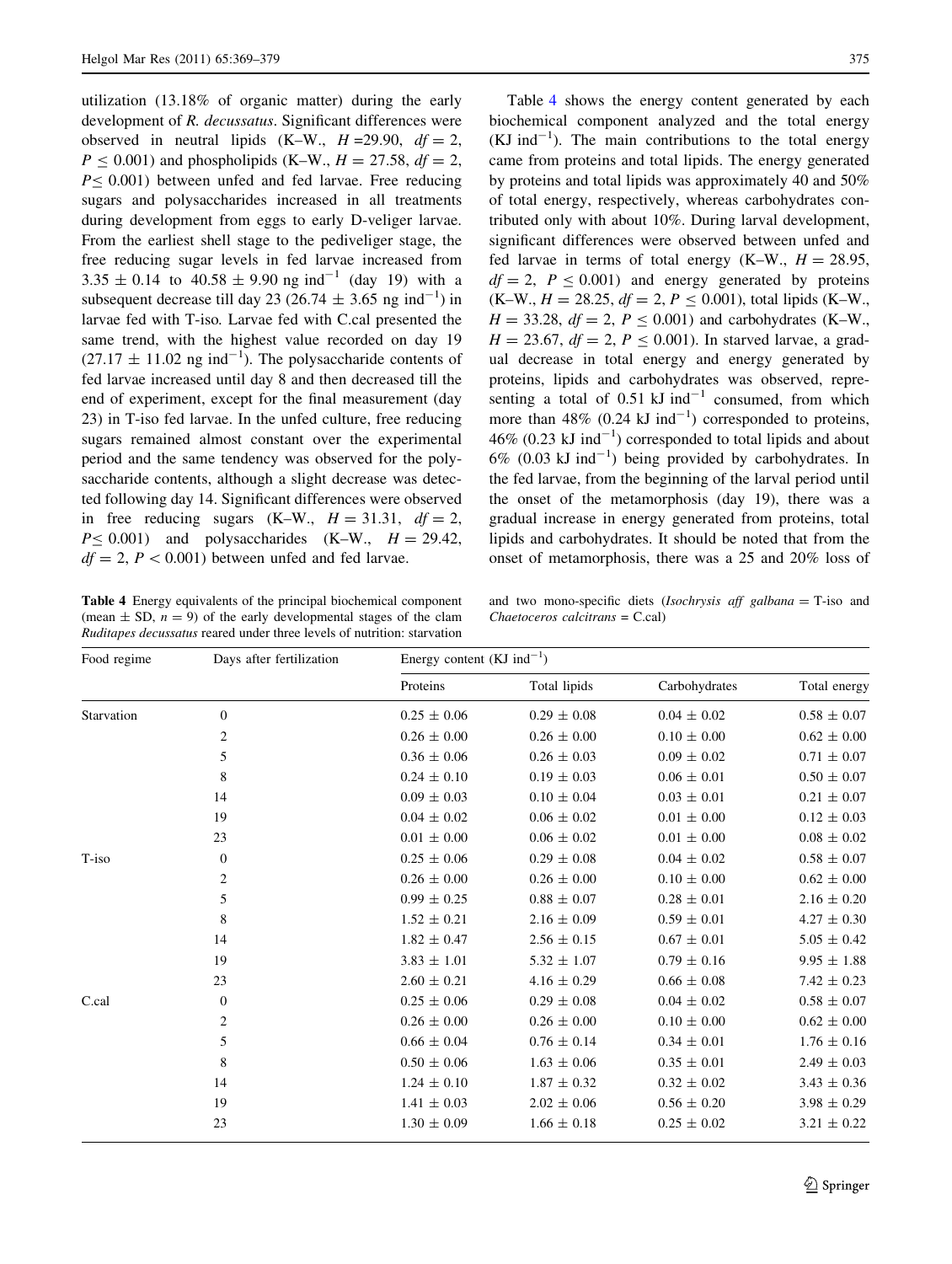utilization (13.18% of organic matter) during the early development of *R. decussatus*. Significant differences were observed in neutral lipids (K–W., $H = 29.90$, $df = 2$, $P \leq 0.001$) and phospholipids (K–W., $H = 27.58$, $df = 2$, $P \leq 0.001$) between unfed and fed larvae. Free reducing sugars and polysaccharides increased in all treatments during development from eggs to early D-veliger larvae. From the earliest shell stage to the pediveliger stage, the free reducing sugar levels in fed larvae increased from $3.35 \pm 0.14$ to $40.58 \pm 9.90$ ng ind$^{-1}$ (day 19) with a subsequent decrease till day 23 ($26.74 \pm 3.65$ ng ind$^{-1}$) in larvae fed with T-iso. Larvae fed with C.cal presented the same trend, with the highest value recorded on day 19 ($27.17 \pm 11.02$ ng ind$^{-1}$). The polysaccharide contents of fed larvae increased until day 8 and then decreased till the end of experiment, except for the final measurement (day 23) in T-iso fed larvae. In the unfed culture, free reducing sugars remained almost constant over the experimental period and the same tendency was observed for the polysaccharide contents, although a slight decrease was detected following day 14. Significant differences were observed in free reducing sugars (K–W., $H = 31.31$, $df = 2$, $P \leq 0.001$) and polysaccharides (K–W., $H = 29.42$, $df = 2$, $P < 0.001$) between unfed and fed larvae.

Table 4 shows the energy content generated by each biochemical component analyzed and the total energy (KJ ind$^{-1}$). The main contributions to the total energy came from proteins and total lipids. The energy generated by proteins and total lipids was approximately 40 and 50% of total energy, respectively, whereas carbohydrates contributed only with about 10%. During larval development, significant differences were observed between unfed and fed larvae in terms of total energy (K–W., $H = 28.95$, $df = 2$, $P \leq 0.001$) and energy generated by proteins (K–W., $H = 28.25$, $df = 2$, $P \leq 0.001$), total lipids (K–W., $H = 33.28$, $df = 2$, $P \leq 0.001$) and carbohydrates (K–W., $H = 23.67$, $df = 2$, $P \leq 0.001$). In starved larvae, a gradual decrease in total energy and energy generated by proteins, lipids and carbohydrates was observed, representing a total of 0.51 kJ ind$^{-1}$ consumed, from which more than 48% (0.24 kJ ind$^{-1}$) corresponded to proteins, 46% (0.23 kJ ind$^{-1}$) corresponded to total lipids and about 6% (0.03 kJ ind$^{-1}$) being provided by carbohydrates. In the fed larvae, from the beginning of the larval period until the onset of the metamorphosis (day 19), there was a gradual increase in energy generated from proteins, total lipids and carbohydrates. It should be noted that from the onset of metamorphosis, there was a 25 and 20% loss of

**Table 4** Energy equivalents of the principal biochemical component (mean ± SD, $n = 9$) of the early developmental stages of the clam *Ruditapes decussatus* reared under three levels of nutrition: starvation and two mono-specific diets (*Isochrysis aff galbana* = T-iso and *Chaetoceros calcitrans* = C.cal)

| Food regime | Days after fertilization | Energy content (KJ ind$^{-1}$) | | | |
|---|---|---|---|---|---|
| | | Proteins | Total lipids | Carbohydrates | Total energy |
| Starvation | 0 | 0.25 ± 0.06 | 0.29 ± 0.08 | 0.04 ± 0.02 | 0.58 ± 0.07 |
| | 2 | 0.26 ± 0.00 | 0.26 ± 0.00 | 0.10 ± 0.00 | 0.62 ± 0.00 |
| | 5 | 0.36 ± 0.06 | 0.26 ± 0.03 | 0.09 ± 0.02 | 0.71 ± 0.07 |
| | 8 | 0.24 ± 0.10 | 0.19 ± 0.03 | 0.06 ± 0.01 | 0.50 ± 0.07 |
| | 14 | 0.09 ± 0.03 | 0.10 ± 0.04 | 0.03 ± 0.01 | 0.21 ± 0.07 |
| | 19 | 0.04 ± 0.02 | 0.06 ± 0.02 | 0.01 ± 0.00 | 0.12 ± 0.03 |
| | 23 | 0.01 ± 0.00 | 0.06 ± 0.02 | 0.01 ± 0.00 | 0.08 ± 0.02 |
| T-iso | 0 | 0.25 ± 0.06 | 0.29 ± 0.08 | 0.04 ± 0.02 | 0.58 ± 0.07 |
| | 2 | 0.26 ± 0.00 | 0.26 ± 0.00 | 0.10 ± 0.00 | 0.62 ± 0.00 |
| | 5 | 0.99 ± 0.25 | 0.88 ± 0.07 | 0.28 ± 0.01 | 2.16 ± 0.20 |
| | 8 | 1.52 ± 0.21 | 2.16 ± 0.09 | 0.59 ± 0.01 | 4.27 ± 0.30 |
| | 14 | 1.82 ± 0.47 | 2.56 ± 0.15 | 0.67 ± 0.01 | 5.05 ± 0.42 |
| | 19 | 3.83 ± 1.01 | 5.32 ± 1.07 | 0.79 ± 0.16 | 9.95 ± 1.88 |
| | 23 | 2.60 ± 0.21 | 4.16 ± 0.29 | 0.66 ± 0.08 | 7.42 ± 0.23 |
| C.cal | 0 | 0.25 ± 0.06 | 0.29 ± 0.08 | 0.04 ± 0.02 | 0.58 ± 0.07 |
| | 2 | 0.26 ± 0.00 | 0.26 ± 0.00 | 0.10 ± 0.00 | 0.62 ± 0.00 |
| | 5 | 0.66 ± 0.04 | 0.76 ± 0.14 | 0.34 ± 0.01 | 1.76 ± 0.16 |
| | 8 | 0.50 ± 0.06 | 1.63 ± 0.06 | 0.35 ± 0.01 | 2.49 ± 0.03 |
| | 14 | 1.24 ± 0.10 | 1.87 ± 0.32 | 0.32 ± 0.02 | 3.43 ± 0.36 |
| | 19 | 1.41 ± 0.03 | 2.02 ± 0.06 | 0.56 ± 0.20 | 3.98 ± 0.29 |
| | 23 | 1.30 ± 0.09 | 1.66 ± 0.18 | 0.25 ± 0.02 | 3.21 ± 0.22 |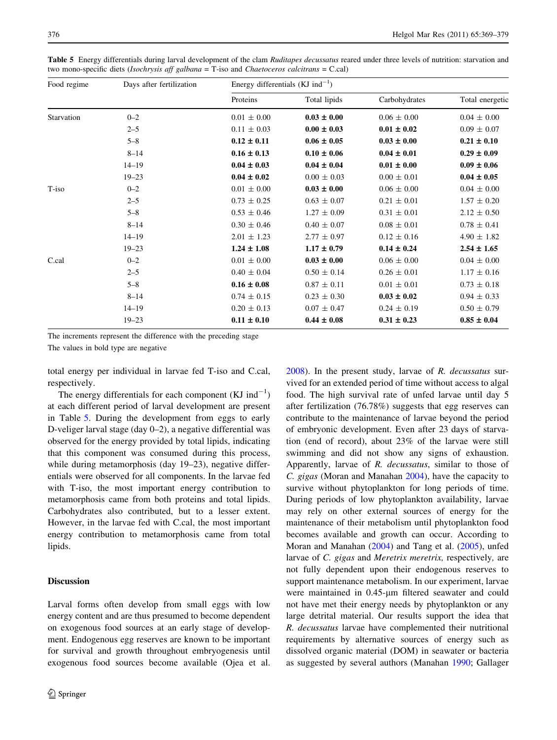**Table 5** Energy differentials during larval development of the clam *Ruditapes decussatus* reared under three levels of nutrition: starvation and two mono-specific diets (*Isochrysis aff galbana* = T-iso and *Chaetoceros calcitrans* = C.cal)

| Food regime | Days after fertilization | Energy differentials (KJ ind$^{-1}$) | | | |
|---|---|---|---|---|---|
| | | Proteins | Total lipids | Carbohydrates | Total energetic |
| Starvation | 0–2 | 0.01 ± 0.00 | **0.03 ± 0.00** | 0.06 ± 0.00 | 0.04 ± 0.00 |
| | 2–5 | 0.11 ± 0.03 | **0.00 ± 0.03** | **0.01 ± 0.02** | 0.09 ± 0.07 |
| | 5–8 | **0.12 ± 0.11** | **0.06 ± 0.05** | **0.03 ± 0.00** | **0.21 ± 0.10** |
| | 8–14 | **0.16 ± 0.13** | **0.10 ± 0.06** | **0.04 ± 0.01** | **0.29 ± 0.09** |
| | 14–19 | **0.04 ± 0.03** | **0.04 ± 0.04** | **0.01 ± 0.00** | **0.09 ± 0.06** |
| | 19–23 | **0.04 ± 0.02** | 0.00 ± 0.03 | 0.00 ± 0.01 | **0.04 ± 0.05** |
| T-iso | 0–2 | 0.01 ± 0.00 | **0.03 ± 0.00** | 0.06 ± 0.00 | 0.04 ± 0.00 |
| | 2–5 | 0.73 ± 0.25 | 0.63 ± 0.07 | 0.21 ± 0.01 | 1.57 ± 0.20 |
| | 5–8 | 0.53 ± 0.46 | 1.27 ± 0.09 | 0.31 ± 0.01 | 2.12 ± 0.50 |
| | 8–14 | 0.30 ± 0.46 | 0.40 ± 0.07 | 0.08 ± 0.01 | 0.78 ± 0.41 |
| | 14–19 | 2.01 ± 1.23 | 2.77 ± 0.97 | 0.12 ± 0.16 | 4.90 ± 1.82 |
| | 19–23 | **1.24 ± 1.08** | **1.17 ± 0.79** | **0.14 ± 0.24** | **2.54 ± 1.65** |
| C.cal | 0–2 | 0.01 ± 0.00 | **0.03 ± 0.00** | 0.06 ± 0.00 | 0.04 ± 0.00 |
| | 2–5 | 0.40 ± 0.04 | 0.50 ± 0.14 | 0.26 ± 0.01 | 1.17 ± 0.16 |
| | 5–8 | **0.16 ± 0.08** | 0.87 ± 0.11 | 0.01 ± 0.01 | 0.73 ± 0.18 |
| | 8–14 | 0.74 ± 0.15 | 0.23 ± 0.30 | **0.03 ± 0.02** | 0.94 ± 0.33 |
| | 14–19 | 0.20 ± 0.13 | 0.07 ± 0.47 | 0.24 ± 0.19 | 0.50 ± 0.79 |
| | 19–23 | **0.11 ± 0.10** | **0.44 ± 0.08** | **0.31 ± 0.23** | **0.85 ± 0.04** |

The increments represent the difference with the preceding stage

The values in bold type are negative

total energy per individual in larvae fed T-iso and C.cal, respectively.

The energy differentials for each component (KJ ind$^{-1}$) at each different period of larval development are present in Table 5. During the development from eggs to early D-veliger larval stage (day 0–2), a negative differential was observed for the energy provided by total lipids, indicating that this component was consumed during this process, while during metamorphosis (day 19–23), negative differentials were observed for all components. In the larvae fed with T-iso, the most important energy contribution to metamorphosis came from both proteins and total lipids. Carbohydrates also contributed, but to a lesser extent. However, in the larvae fed with C.cal, the most important energy contribution to metamorphosis came from total lipids.

## Discussion

Larval forms often develop from small eggs with low energy content and are thus presumed to become dependent on exogenous food sources at an early stage of development. Endogenous egg reserves are known to be important for survival and growth throughout embryogenesis until exogenous food sources become available (Ojea et al. 2008). In the present study, larvae of *R. decussatus* survived for an extended period of time without access to algal food. The high survival rate of unfed larvae until day 5 after fertilization (76.78%) suggests that egg reserves can contribute to the maintenance of larvae beyond the period of embryonic development. Even after 23 days of starvation (end of record), about 23% of the larvae were still swimming and did not show any signs of exhaustion. Apparently, larvae of *R. decussatus*, similar to those of *C. gigas* (Moran and Manahan 2004), have the capacity to survive without phytoplankton for long periods of time. During periods of low phytoplankton availability, larvae may rely on other external sources of energy for the maintenance of their metabolism until phytoplankton food becomes available and growth can occur. According to Moran and Manahan (2004) and Tang et al. (2005), unfed larvae of *C. gigas* and *Meretrix meretrix*, respectively, are not fully dependent upon their endogenous reserves to support maintenance metabolism. In our experiment, larvae were maintained in 0.45-μm filtered seawater and could not have met their energy needs by phytoplankton or any large detrital material. Our results support the idea that *R. decussatus* larvae have complemented their nutritional requirements by alternative sources of energy such as dissolved organic material (DOM) in seawater or bacteria as suggested by several authors (Manahan 1990; Gallager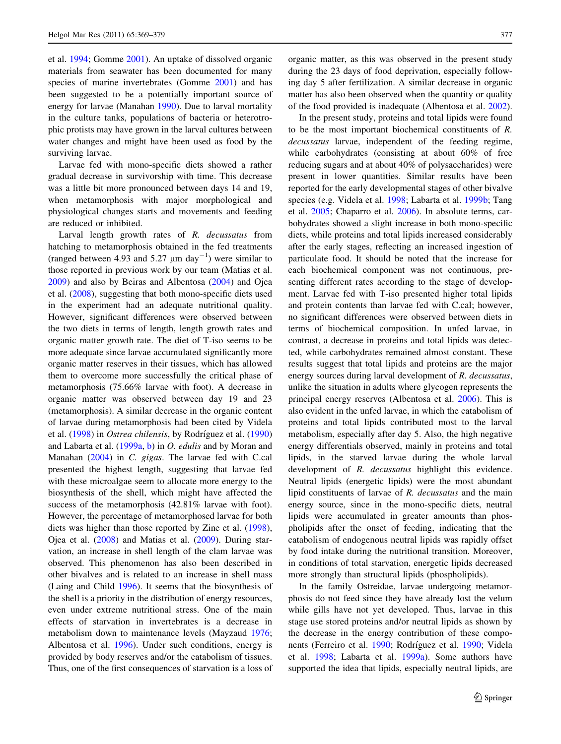et al. 1994; Gomme 2001). An uptake of dissolved organic materials from seawater has been documented for many species of marine invertebrates (Gomme 2001) and has been suggested to be a potentially important source of energy for larvae (Manahan 1990). Due to larval mortality in the culture tanks, populations of bacteria or heterotrophic protists may have grown in the larval cultures between water changes and might have been used as food by the surviving larvae.

Larvae fed with mono-specific diets showed a rather gradual decrease in survivorship with time. This decrease was a little bit more pronounced between days 14 and 19, when metamorphosis with major morphological and physiological changes starts and movements and feeding are reduced or inhibited.

Larval length growth rates of *R. decussatus* from hatching to metamorphosis obtained in the fed treatments (ranged between 4.93 and 5.27 μm day$^{-1}$) were similar to those reported in previous work by our team (Matias et al. 2009) and also by Beiras and Albentosa (2004) and Ojea et al. (2008), suggesting that both mono-specific diets used in the experiment had an adequate nutritional quality. However, significant differences were observed between the two diets in terms of length, length growth rates and organic matter growth rate. The diet of T-iso seems to be more adequate since larvae accumulated significantly more organic matter reserves in their tissues, which has allowed them to overcome more successfully the critical phase of metamorphosis (75.66% larvae with foot). A decrease in organic matter was observed between day 19 and 23 (metamorphosis). A similar decrease in the organic content of larvae during metamorphosis had been cited by Videla et al. (1998) in *Ostrea chilensis*, by Rodríguez et al. (1990) and Labarta et al. (1999a, b) in *O. edulis* and by Moran and Manahan (2004) in *C. gigas*. The larvae fed with C.cal presented the highest length, suggesting that larvae fed with these microalgae seem to allocate more energy to the biosynthesis of the shell, which might have affected the success of the metamorphosis (42.81% larvae with foot). However, the percentage of metamorphosed larvae for both diets was higher than those reported by Zine et al. (1998), Ojea et al. (2008) and Matias et al. (2009). During starvation, an increase in shell length of the clam larvae was observed. This phenomenon has also been described in other bivalves and is related to an increase in shell mass (Laing and Child 1996). It seems that the biosynthesis of the shell is a priority in the distribution of energy resources, even under extreme nutritional stress. One of the main effects of starvation in invertebrates is a decrease in metabolism down to maintenance levels (Mayzaud 1976; Albentosa et al. 1996). Under such conditions, energy is provided by body reserves and/or the catabolism of tissues. Thus, one of the first consequences of starvation is a loss of organic matter, as this was observed in the present study during the 23 days of food deprivation, especially following day 5 after fertilization. A similar decrease in organic matter has also been observed when the quantity or quality of the food provided is inadequate (Albentosa et al. 2002).

In the present study, proteins and total lipids were found to be the most important biochemical constituents of *R. decussatus* larvae, independent of the feeding regime, while carbohydrates (consisting at about 60% of free reducing sugars and at about 40% of polysaccharides) were present in lower quantities. Similar results have been reported for the early developmental stages of other bivalve species (e.g. Videla et al. 1998; Labarta et al. 1999b; Tang et al. 2005; Chaparro et al. 2006). In absolute terms, carbohydrates showed a slight increase in both mono-specific diets, while proteins and total lipids increased considerably after the early stages, reflecting an increased ingestion of particulate food. It should be noted that the increase for each biochemical component was not continuous, presenting different rates according to the stage of development. Larvae fed with T-iso presented higher total lipids and protein contents than larvae fed with C.cal; however, no significant differences were observed between diets in terms of biochemical composition. In unfed larvae, in contrast, a decrease in proteins and total lipids was detected, while carbohydrates remained almost constant. These results suggest that total lipids and proteins are the major energy sources during larval development of *R. decussatus*, unlike the situation in adults where glycogen represents the principal energy reserves (Albentosa et al. 2006). This is also evident in the unfed larvae, in which the catabolism of proteins and total lipids contributed most to the larval metabolism, especially after day 5. Also, the high negative energy differentials observed, mainly in proteins and total lipids, in the starved larvae during the whole larval development of *R. decussatus* highlight this evidence. Neutral lipids (energetic lipids) were the most abundant lipid constituents of larvae of *R. decussatus* and the main energy source, since in the mono-specific diets, neutral lipids were accumulated in greater amounts than phospholipids after the onset of feeding, indicating that the catabolism of endogenous neutral lipids was rapidly offset by food intake during the nutritional transition. Moreover, in conditions of total starvation, energetic lipids decreased more strongly than structural lipids (phospholipids).

In the family Ostreidae, larvae undergoing metamorphosis do not feed since they have already lost the velum while gills have not yet developed. Thus, larvae in this stage use stored proteins and/or neutral lipids as shown by the decrease in the energy contribution of these components (Ferreiro et al. 1990; Rodríguez et al. 1990; Videla et al. 1998; Labarta et al. 1999a). Some authors have supported the idea that lipids, especially neutral lipids, are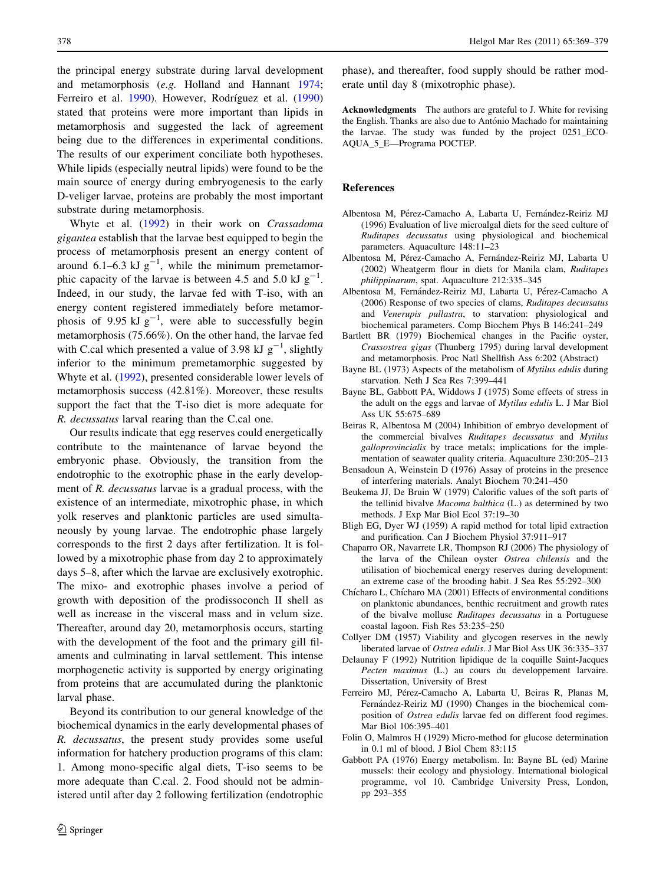the principal energy substrate during larval development and metamorphosis (*e.g.* Holland and Hannant 1974; Ferreiro et al. 1990). However, Rodríguez et al. (1990) stated that proteins were more important than lipids in metamorphosis and suggested the lack of agreement being due to the differences in experimental conditions. The results of our experiment conciliate both hypotheses. While lipids (especially neutral lipids) were found to be the main source of energy during embryogenesis to the early D-veliger larvae, proteins are probably the most important substrate during metamorphosis.

Whyte et al. (1992) in their work on *Crassadoma gigantea* establish that the larvae best equipped to begin the process of metamorphosis present an energy content of around 6.1–6.3 kJ $g^{-1}$, while the minimum premetamorphic capacity of the larvae is between 4.5 and 5.0 kJ $g^{-1}$. Indeed, in our study, the larvae fed with T-iso, with an energy content registered immediately before metamorphosis of 9.95 kJ $g^{-1}$, were able to successfully begin metamorphosis (75.66%). On the other hand, the larvae fed with C.cal which presented a value of 3.98 kJ $g^{-1}$, slightly inferior to the minimum premetamorphic suggested by Whyte et al. (1992), presented considerable lower levels of metamorphosis success (42.81%). Moreover, these results support the fact that the T-iso diet is more adequate for *R. decussatus* larval rearing than the C.cal one.

Our results indicate that egg reserves could energetically contribute to the maintenance of larvae beyond the embryonic phase. Obviously, the transition from the endotrophic to the exotrophic phase in the early development of *R. decussatus* larvae is a gradual process, with the existence of an intermediate, mixotrophic phase, in which yolk reserves and planktonic particles are used simultaneously by young larvae. The endotrophic phase largely corresponds to the first 2 days after fertilization. It is followed by a mixotrophic phase from day 2 to approximately days 5–8, after which the larvae are exclusively exotrophic. The mixo- and exotrophic phases involve a period of growth with deposition of the prodissoconch II shell as well as increase in the visceral mass and in velum size. Thereafter, around day 20, metamorphosis occurs, starting with the development of the foot and the primary gill filaments and culminating in larval settlement. This intense morphogenetic activity is supported by energy originating from proteins that are accumulated during the planktonic larval phase.

Beyond its contribution to our general knowledge of the biochemical dynamics in the early developmental phases of *R. decussatus*, the present study provides some useful information for hatchery production programs of this clam: 1. Among mono-specific algal diets, T-iso seems to be more adequate than C.cal. 2. Food should not be administered until after day 2 following fertilization (endotrophic phase), and thereafter, food supply should be rather moderate until day 8 (mixotrophic phase).

**Acknowledgments** The authors are grateful to J. White for revising the English. Thanks are also due to António Machado for maintaining the larvae. The study was funded by the project 0251_ECO-AQUA_5_E—Programa POCTEP.

## References

Albentosa M, Pérez-Camacho A, Labarta U, Fernández-Reiriz MJ (1996) Evaluation of live microalgal diets for the seed culture of *Ruditapes decussatus* using physiological and biochemical parameters. Aquaculture 148:11–23

Albentosa M, Pérez-Camacho A, Fernández-Reiriz MJ, Labarta U (2002) Wheatgerm flour in diets for Manila clam, *Ruditapes philippinarum*, spat. Aquaculture 212:335–345

Albentosa M, Fernández-Reiriz MJ, Labarta U, Pérez-Camacho A (2006) Response of two species of clams, *Ruditapes decussatus* and *Venerupis pullastra*, to starvation: physiological and biochemical parameters. Comp Biochem Phys B 146:241–249

Bartlett BR (1979) Biochemical changes in the Pacific oyster, *Crassostrea gigas* (Thunberg 1795) during larval development and metamorphosis. Proc Natl Shellfish Ass 6:202 (Abstract)

Bayne BL (1973) Aspects of the metabolism of *Mytilus edulis* during starvation. Neth J Sea Res 7:399–441

Bayne BL, Gabbott PA, Widdows J (1975) Some effects of stress in the adult on the eggs and larvae of *Mytilus edulis* L. J Mar Biol Ass UK 55:675–689

Beiras R, Albentosa M (2004) Inhibition of embryo development of the commercial bivalves *Ruditapes decussatus* and *Mytilus galloprovincialis* by trace metals; implications for the implementation of seawater quality criteria. Aquaculture 230:205–213

Bensadoun A, Weinstein D (1976) Assay of proteins in the presence of interfering materials. Analyt Biochem 70:241–450

Beukema JJ, De Bruin W (1979) Calorific values of the soft parts of the tellinid bivalve *Macoma balthica* (L.) as determined by two methods. J Exp Mar Biol Ecol 37:19–30

Bligh EG, Dyer WJ (1959) A rapid method for total lipid extraction and purification. Can J Biochem Physiol 37:911–917

Chaparro OR, Navarrete LR, Thompson RJ (2006) The physiology of the larva of the Chilean oyster *Ostrea chilensis* and the utilisation of biochemical energy reserves during development: an extreme case of the brooding habit. J Sea Res 55:292–300

Chícharo L, Chícharo MA (2001) Effects of environmental conditions on planktonic abundances, benthic recruitment and growth rates of the bivalve mollusc *Ruditapes decussatus* in a Portuguese coastal lagoon. Fish Res 53:235–250

Collyer DM (1957) Viability and glycogen reserves in the newly liberated larvae of *Ostrea edulis*. J Mar Biol Ass UK 36:335–337

Delaunay F (1992) Nutrition lipidique de la coquille Saint-Jacques *Pecten maximus* (L.) au cours du developpement larvaire. Dissertation, University of Brest

Ferreiro MJ, Pérez-Camacho A, Labarta U, Beiras R, Planas M, Fernández-Reiriz MJ (1990) Changes in the biochemical composition of *Ostrea edulis* larvae fed on different food regimes. Mar Biol 106:395–401

Folin O, Malmros H (1929) Micro-method for glucose determination in 0.1 ml of blood. J Biol Chem 83:115

Gabbott PA (1976) Energy metabolism. In: Bayne BL (ed) Marine mussels: their ecology and physiology. International biological programme, vol 10. Cambridge University Press, London, pp 293–355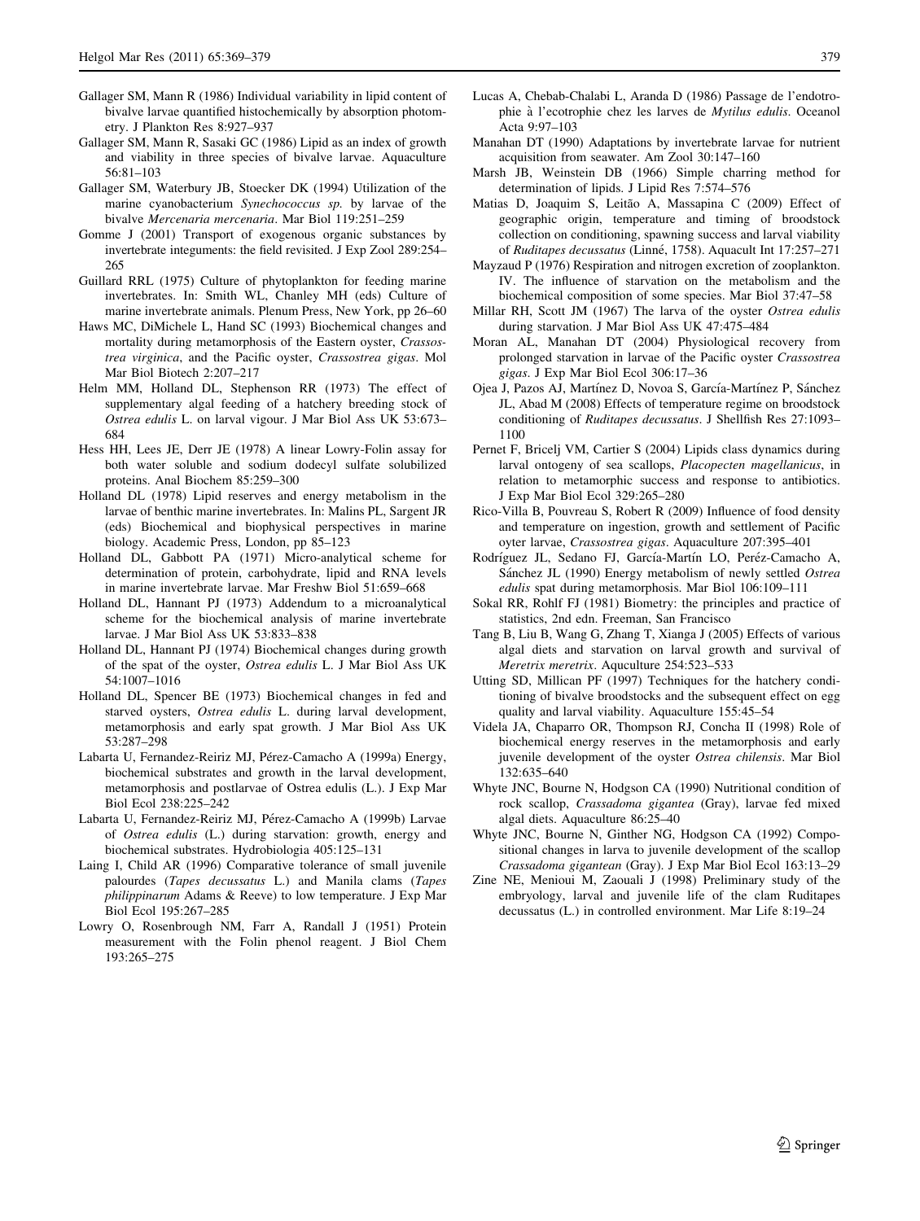Gallager SM, Mann R (1986) Individual variability in lipid content of bivalve larvae quantified histochemically by absorption photometry. J Plankton Res 8:927–937

Gallager SM, Mann R, Sasaki GC (1986) Lipid as an index of growth and viability in three species of bivalve larvae. Aquaculture 56:81–103

Gallager SM, Waterbury JB, Stoecker DK (1994) Utilization of the marine cyanobacterium *Synechococcus sp.* by larvae of the bivalve *Mercenaria mercenaria*. Mar Biol 119:251–259

Gomme J (2001) Transport of exogenous organic substances by invertebrate integuments: the field revisited. J Exp Zool 289:254–265

Guillard RRL (1975) Culture of phytoplankton for feeding marine invertebrates. In: Smith WL, Chanley MH (eds) Culture of marine invertebrate animals. Plenum Press, New York, pp 26–60

Haws MC, DiMichele L, Hand SC (1993) Biochemical changes and mortality during metamorphosis of the Eastern oyster, *Crassostrea virginica*, and the Pacific oyster, *Crassostrea gigas*. Mol Mar Biol Biotech 2:207–217

Helm MM, Holland DL, Stephenson RR (1973) The effect of supplementary algal feeding of a hatchery breeding stock of *Ostrea edulis* L. on larval vigour. J Mar Biol Ass UK 53:673–684

Hess HH, Lees JE, Derr JE (1978) A linear Lowry-Folin assay for both water soluble and sodium dodecyl sulfate solubilized proteins. Anal Biochem 85:259–300

Holland DL (1978) Lipid reserves and energy metabolism in the larvae of benthic marine invertebrates. In: Malins PL, Sargent JR (eds) Biochemical and biophysical perspectives in marine biology. Academic Press, London, pp 85–123

Holland DL, Gabbott PA (1971) Micro-analytical scheme for determination of protein, carbohydrate, lipid and RNA levels in marine invertebrate larvae. Mar Freshw Biol 51:659–668

Holland DL, Hannant PJ (1973) Addendum to a microanalytical scheme for the biochemical analysis of marine invertebrate larvae. J Mar Biol Ass UK 53:833–838

Holland DL, Hannant PJ (1974) Biochemical changes during growth of the spat of the oyster, *Ostrea edulis* L. J Mar Biol Ass UK 54:1007–1016

Holland DL, Spencer BE (1973) Biochemical changes in fed and starved oysters, *Ostrea edulis* L. during larval development, metamorphosis and early spat growth. J Mar Biol Ass UK 53:287–298

Labarta U, Fernandez-Reiriz MJ, Pérez-Camacho A (1999a) Energy, biochemical substrates and growth in the larval development, metamorphosis and postlarvae of Ostrea edulis (L.). J Exp Mar Biol Ecol 238:225–242

Labarta U, Fernandez-Reiriz MJ, Pérez-Camacho A (1999b) Larvae of *Ostrea edulis* (L.) during starvation: growth, energy and biochemical substrates. Hydrobiologia 405:125–131

Laing I, Child AR (1996) Comparative tolerance of small juvenile palourdes (*Tapes decussatus* L.) and Manila clams (*Tapes philippinarum* Adams & Reeve) to low temperature. J Exp Mar Biol Ecol 195:267–285

Lowry O, Rosenbrough NM, Farr A, Randall J (1951) Protein measurement with the Folin phenol reagent. J Biol Chem 193:265–275

Lucas A, Chebab-Chalabi L, Aranda D (1986) Passage de l'endotrophie à l'ecotrophie chez les larves de *Mytilus edulis*. Oceanol Acta 9:97–103

Manahan DT (1990) Adaptations by invertebrate larvae for nutrient acquisition from seawater. Am Zool 30:147–160

Marsh JB, Weinstein DB (1966) Simple charring method for determination of lipids. J Lipid Res 7:574–576

Matias D, Joaquim S, Leitão A, Massapina C (2009) Effect of geographic origin, temperature and timing of broodstock collection on conditioning, spawning success and larval viability of *Ruditapes decussatus* (Linné, 1758). Aquacult Int 17:257–271

Mayzaud P (1976) Respiration and nitrogen excretion of zooplankton. IV. The influence of starvation on the metabolism and the biochemical composition of some species. Mar Biol 37:47–58

Millar RH, Scott JM (1967) The larva of the oyster *Ostrea edulis* during starvation. J Mar Biol Ass UK 47:475–484

Moran AL, Manahan DT (2004) Physiological recovery from prolonged starvation in larvae of the Pacific oyster *Crassostrea gigas*. J Exp Mar Biol Ecol 306:17–36

Ojea J, Pazos AJ, Martínez D, Novoa S, García-Martínez P, Sánchez JL, Abad M (2008) Effects of temperature regime on broodstock conditioning of *Ruditapes decussatus*. J Shellfish Res 27:1093–1100

Pernet F, Bricelj VM, Cartier S (2004) Lipids class dynamics during larval ontogeny of sea scallops, *Placopecten magellanicus*, in relation to metamorphic success and response to antibiotics. J Exp Mar Biol Ecol 329:265–280

Rico-Villa B, Pouvreau S, Robert R (2009) Influence of food density and temperature on ingestion, growth and settlement of Pacific oyter larvae, *Crassostrea gigas*. Aquaculture 207:395–401

Rodríguez JL, Sedano FJ, García-Martín LO, Peréz-Camacho A, Sánchez JL (1990) Energy metabolism of newly settled *Ostrea edulis* spat during metamorphosis. Mar Biol 106:109–111

Sokal RR, Rohlf FJ (1981) Biometry: the principles and practice of statistics, 2nd edn. Freeman, San Francisco

Tang B, Liu B, Wang G, Zhang T, Xianga J (2005) Effects of various algal diets and starvation on larval growth and survival of *Meretrix meretrix*. Aquculture 254:523–533

Utting SD, Millican PF (1997) Techniques for the hatchery conditioning of bivalve broodstocks and the subsequent effect on egg quality and larval viability. Aquaculture 155:45–54

Videla JA, Chaparro OR, Thompson RJ, Concha II (1998) Role of biochemical energy reserves in the metamorphosis and early juvenile development of the oyster *Ostrea chilensis*. Mar Biol 132:635–640

Whyte JNC, Bourne N, Hodgson CA (1990) Nutritional condition of rock scallop, *Crassadoma gigantea* (Gray), larvae fed mixed algal diets. Aquaculture 86:25–40

Whyte JNC, Bourne N, Ginther NG, Hodgson CA (1992) Compositional changes in larva to juvenile development of the scallop *Crassadoma gigantean* (Gray). J Exp Mar Biol Ecol 163:13–29

Zine NE, Menioui M, Zaouali J (1998) Preliminary study of the embryology, larval and juvenile life of the clam Ruditapes decussatus (L.) in controlled environment. Mar Life 8:19–24